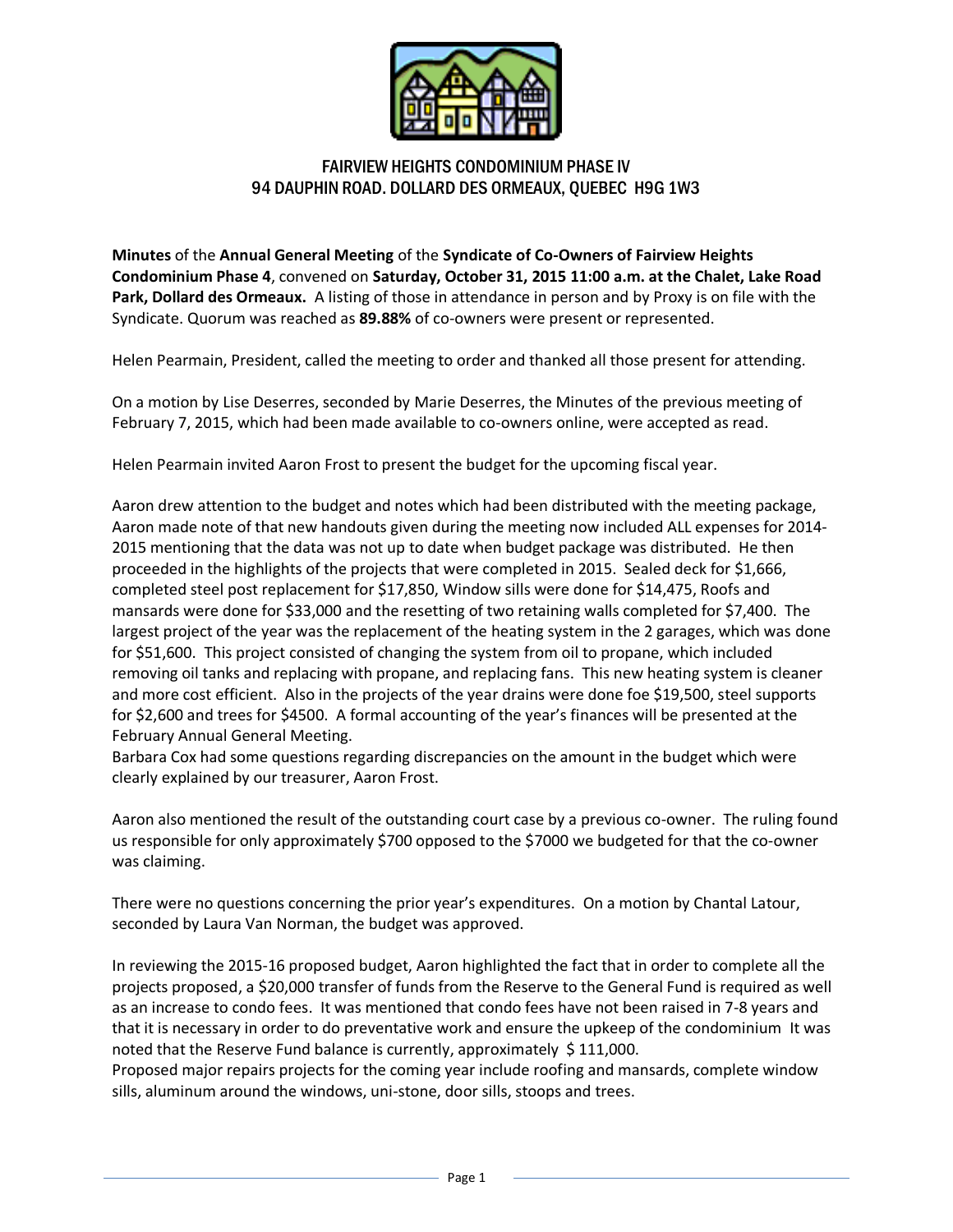# FAIRVIEW HEIGHTS CONDOMINIUM PHASE IV
## 94 DAUPHIN ROAD. DOLLARD DES ORMEAUX, QUEBEC H9G 1W3

**Minutes** of the **Annual General Meeting** of the **Syndicate of Co-Owners of Fairview Heights Condominium Phase 4**, convened on **Saturday, October 31, 2015 11:00 a.m. at the Chalet, Lake Road Park, Dollard des Ormeaux.** A listing of those in attendance in person and by Proxy is on file with the Syndicate. Quorum was reached as **89.88%** of co-owners were present or represented.

Helen Pearmain, President, called the meeting to order and thanked all those present for attending.

On a motion by Lise Deserres, seconded by Marie Deserres, the Minutes of the previous meeting of February 7, 2015, which had been made available to co-owners online, were accepted as read.

Helen Pearmain invited Aaron Frost to present the budget for the upcoming fiscal year.

Aaron drew attention to the budget and notes which had been distributed with the meeting package, Aaron made note of that new handouts given during the meeting now included ALL expenses for 2014-2015 mentioning that the data was not up to date when budget package was distributed. He then proceeded in the highlights of the projects that were completed in 2015. Sealed deck for $1,666, completed steel post replacement for $17,850, Window sills were done for $14,475, Roofs and mansards were done for $33,000 and the resetting of two retaining walls completed for $7,400. The largest project of the year was the replacement of the heating system in the 2 garages, which was done for $51,600. This project consisted of changing the system from oil to propane, which included removing oil tanks and replacing with propane, and replacing fans. This new heating system is cleaner and more cost efficient. Also in the projects of the year drains were done foe $19,500, steel supports for $2,600 and trees for $4500. A formal accounting of the year's finances will be presented at the February Annual General Meeting.
Barbara Cox had some questions regarding discrepancies on the amount in the budget which were clearly explained by our treasurer, Aaron Frost.

Aaron also mentioned the result of the outstanding court case by a previous co-owner. The ruling found us responsible for only approximately $700 opposed to the $7000 we budgeted for that the co-owner was claiming.

There were no questions concerning the prior year's expenditures. On a motion by Chantal Latour, seconded by Laura Van Norman, the budget was approved.

In reviewing the 2015-16 proposed budget, Aaron highlighted the fact that in order to complete all the projects proposed, a $20,000 transfer of funds from the Reserve to the General Fund is required as well as an increase to condo fees. It was mentioned that condo fees have not been raised in 7-8 years and that it is necessary in order to do preventative work and ensure the upkeep of the condominium It was noted that the Reserve Fund balance is currently, approximately $ 111,000.
Proposed major repairs projects for the coming year include roofing and mansards, complete window sills, aluminum around the windows, uni-stone, door sills, stoops and trees.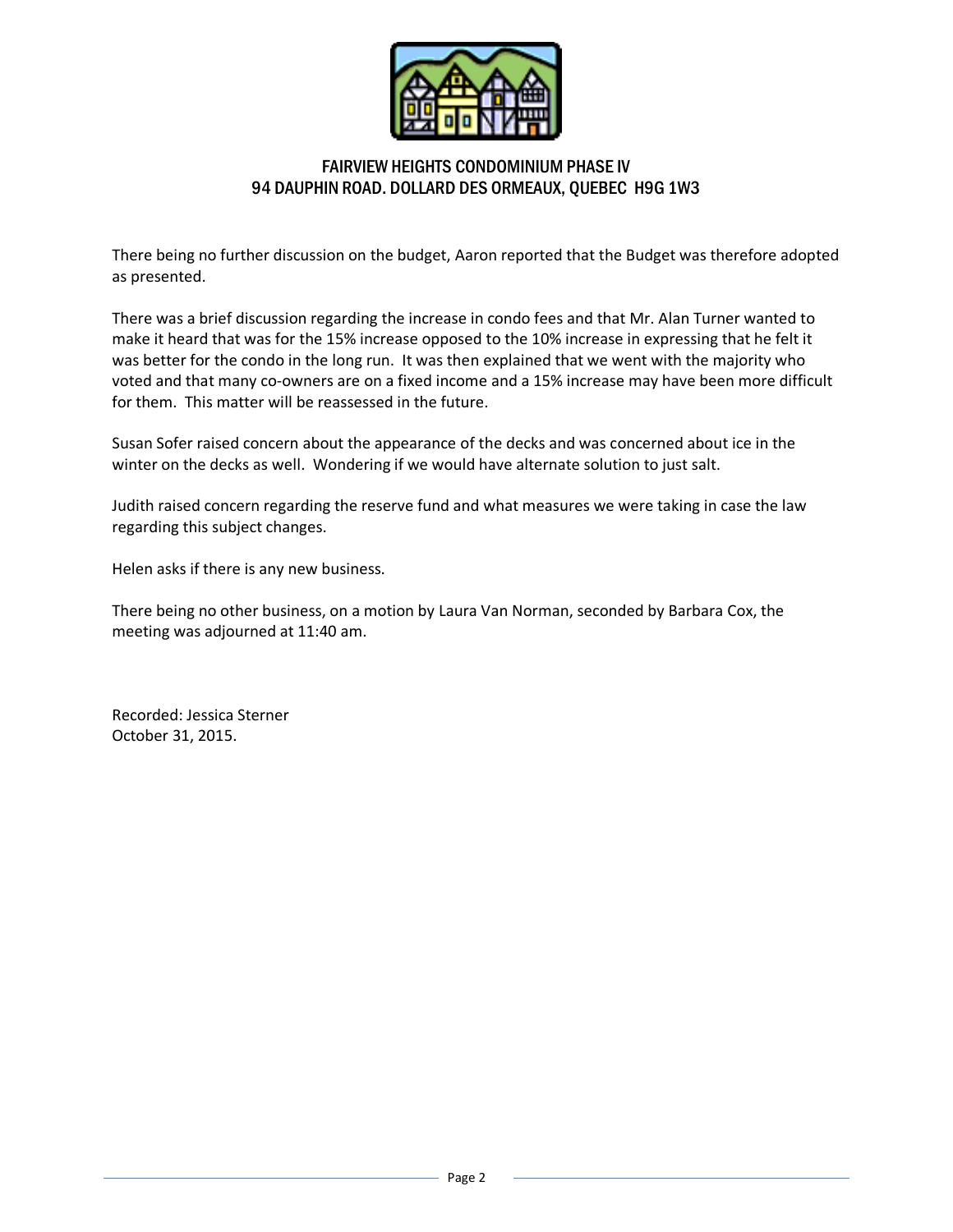FAIRVIEW HEIGHTS CONDOMINIUM PHASE IV
94 DAUPHIN ROAD. DOLLARD DES ORMEAUX, QUEBEC H9G 1W3

There being no further discussion on the budget, Aaron reported that the Budget was therefore adopted as presented.

There was a brief discussion regarding the increase in condo fees and that Mr. Alan Turner wanted to make it heard that was for the 15% increase opposed to the 10% increase in expressing that he felt it was better for the condo in the long run. It was then explained that we went with the majority who voted and that many co-owners are on a fixed income and a 15% increase may have been more difficult for them. This matter will be reassessed in the future.

Susan Sofer raised concern about the appearance of the decks and was concerned about ice in the winter on the decks as well. Wondering if we would have alternate solution to just salt.

Judith raised concern regarding the reserve fund and what measures we were taking in case the law regarding this subject changes.

Helen asks if there is any new business.

There being no other business, on a motion by Laura Van Norman, seconded by Barbara Cox, the meeting was adjourned at 11:40 am.

Recorded: Jessica Sterner
October 31, 2015.